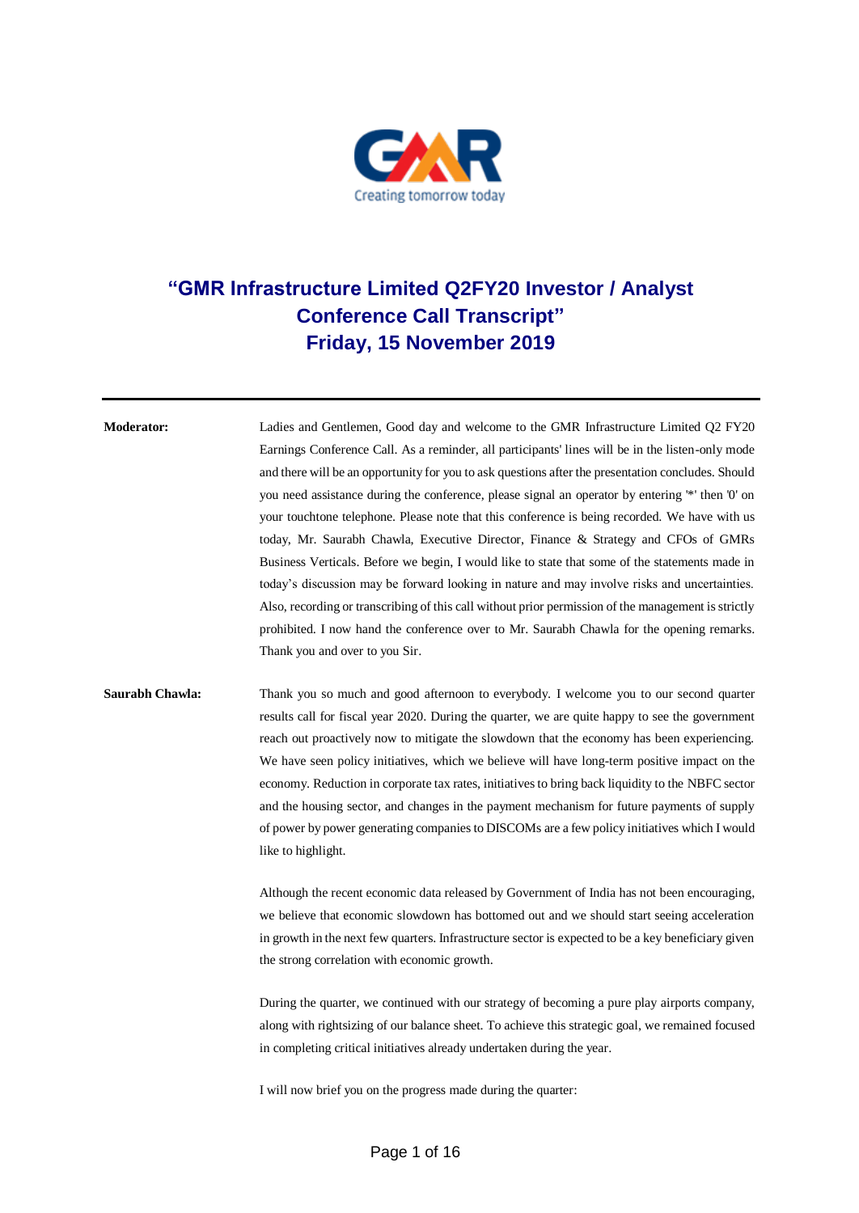# "GMR Infrastructure Limited Q2FY20 Investor / Analyst Conference Call Transcript"
## Friday, 15 November 2019

---

**Moderator:** Ladies and Gentlemen, Good day and welcome to the GMR Infrastructure Limited Q2 FY20 Earnings Conference Call. As a reminder, all participants' lines will be in the listen-only mode and there will be an opportunity for you to ask questions after the presentation concludes. Should you need assistance during the conference, please signal an operator by entering '*' then '0' on your touchtone telephone. Please note that this conference is being recorded. We have with us today, Mr. Saurabh Chawla, Executive Director, Finance & Strategy and CFOs of GMRs Business Verticals. Before we begin, I would like to state that some of the statements made in today's discussion may be forward looking in nature and may involve risks and uncertainties. Also, recording or transcribing of this call without prior permission of the management is strictly prohibited. I now hand the conference over to Mr. Saurabh Chawla for the opening remarks. Thank you and over to you Sir.

**Saurabh Chawla:** Thank you so much and good afternoon to everybody. I welcome you to our second quarter results call for fiscal year 2020. During the quarter, we are quite happy to see the government reach out proactively now to mitigate the slowdown that the economy has been experiencing. We have seen policy initiatives, which we believe will have long-term positive impact on the economy. Reduction in corporate tax rates, initiatives to bring back liquidity to the NBFC sector and the housing sector, and changes in the payment mechanism for future payments of supply of power by power generating companies to DISCOMs are a few policy initiatives which I would like to highlight.

Although the recent economic data released by Government of India has not been encouraging, we believe that economic slowdown has bottomed out and we should start seeing acceleration in growth in the next few quarters. Infrastructure sector is expected to be a key beneficiary given the strong correlation with economic growth.

During the quarter, we continued with our strategy of becoming a pure play airports company, along with rightsizing of our balance sheet. To achieve this strategic goal, we remained focused in completing critical initiatives already undertaken during the year.

I will now brief you on the progress made during the quarter: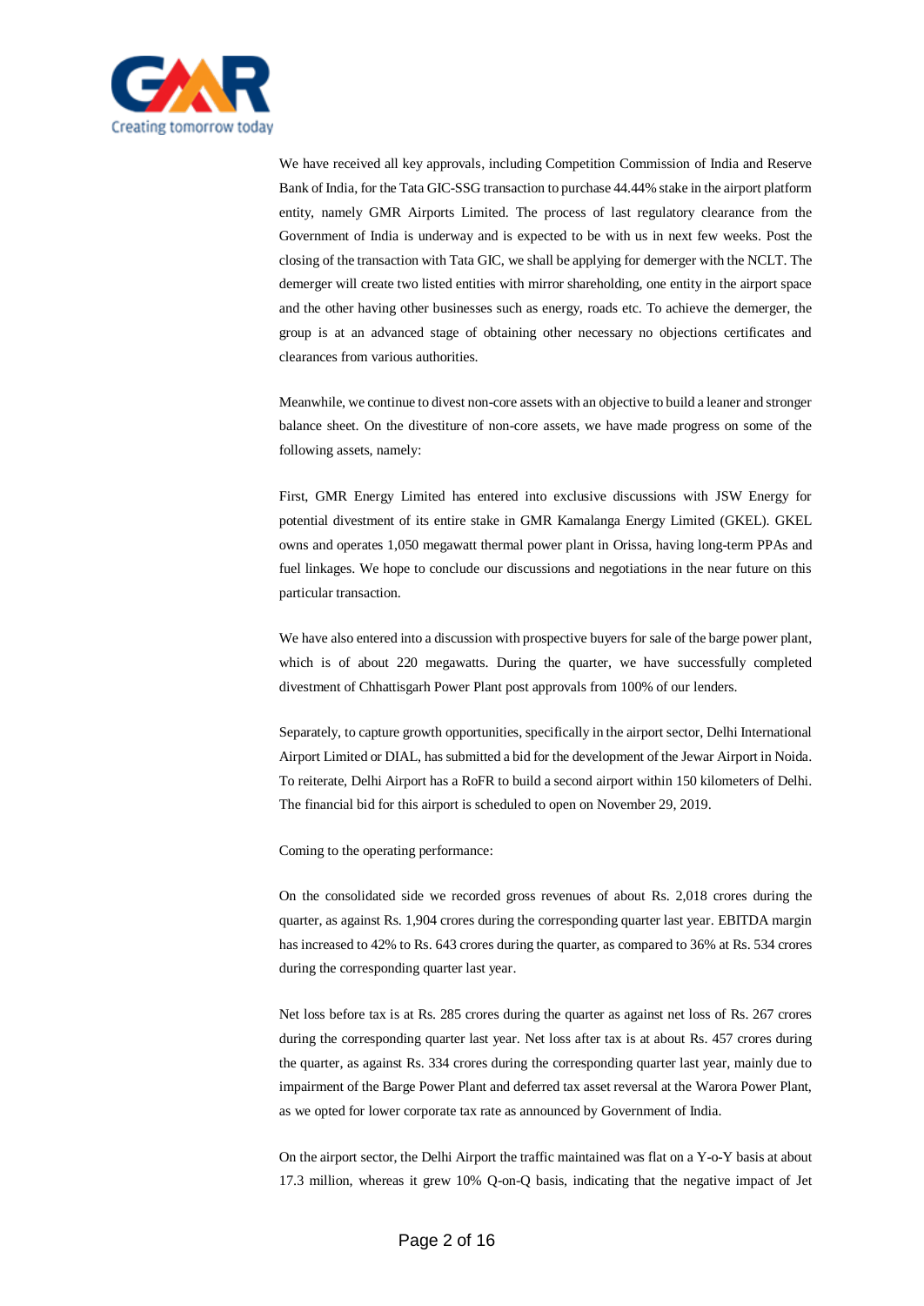We have received all key approvals, including Competition Commission of India and Reserve Bank of India, for the Tata GIC-SSG transaction to purchase 44.44% stake in the airport platform entity, namely GMR Airports Limited. The process of last regulatory clearance from the Government of India is underway and is expected to be with us in next few weeks. Post the closing of the transaction with Tata GIC, we shall be applying for demerger with the NCLT. The demerger will create two listed entities with mirror shareholding, one entity in the airport space and the other having other businesses such as energy, roads etc. To achieve the demerger, the group is at an advanced stage of obtaining other necessary no objections certificates and clearances from various authorities.

Meanwhile, we continue to divest non-core assets with an objective to build a leaner and stronger balance sheet. On the divestiture of non-core assets, we have made progress on some of the following assets, namely:

First, GMR Energy Limited has entered into exclusive discussions with JSW Energy for potential divestment of its entire stake in GMR Kamalanga Energy Limited (GKEL). GKEL owns and operates 1,050 megawatt thermal power plant in Orissa, having long-term PPAs and fuel linkages. We hope to conclude our discussions and negotiations in the near future on this particular transaction.

We have also entered into a discussion with prospective buyers for sale of the barge power plant, which is of about 220 megawatts. During the quarter, we have successfully completed divestment of Chhattisgarh Power Plant post approvals from 100% of our lenders.

Separately, to capture growth opportunities, specifically in the airport sector, Delhi International Airport Limited or DIAL, has submitted a bid for the development of the Jewar Airport in Noida. To reiterate, Delhi Airport has a RoFR to build a second airport within 150 kilometers of Delhi. The financial bid for this airport is scheduled to open on November 29, 2019.

Coming to the operating performance:

On the consolidated side we recorded gross revenues of about Rs. 2,018 crores during the quarter, as against Rs. 1,904 crores during the corresponding quarter last year. EBITDA margin has increased to 42% to Rs. 643 crores during the quarter, as compared to 36% at Rs. 534 crores during the corresponding quarter last year.

Net loss before tax is at Rs. 285 crores during the quarter as against net loss of Rs. 267 crores during the corresponding quarter last year. Net loss after tax is at about Rs. 457 crores during the quarter, as against Rs. 334 crores during the corresponding quarter last year, mainly due to impairment of the Barge Power Plant and deferred tax asset reversal at the Warora Power Plant, as we opted for lower corporate tax rate as announced by Government of India.

On the airport sector, the Delhi Airport the traffic maintained was flat on a Y-o-Y basis at about 17.3 million, whereas it grew 10% Q-on-Q basis, indicating that the negative impact of Jet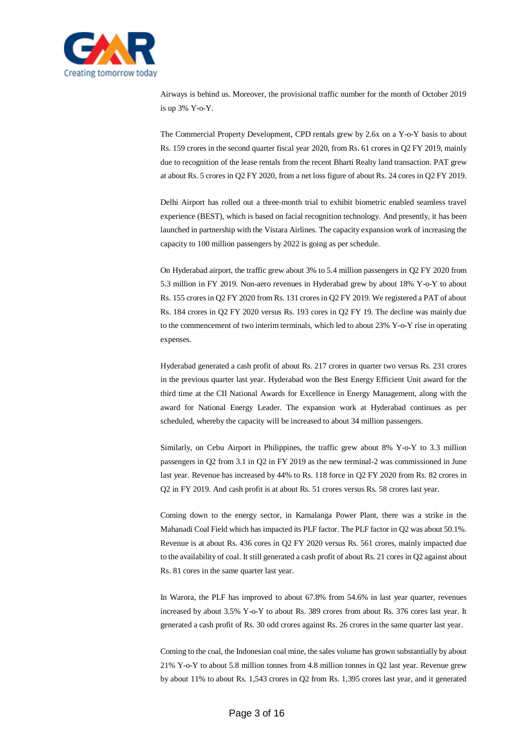Airways is behind us. Moreover, the provisional traffic number for the month of October 2019 is up 3% Y-o-Y.

The Commercial Property Development, CPD rentals grew by 2.6x on a Y-o-Y basis to about Rs. 159 crores in the second quarter fiscal year 2020, from Rs. 61 crores in Q2 FY 2019, mainly due to recognition of the lease rentals from the recent Bharti Realty land transaction. PAT grew at about Rs. 5 crores in Q2 FY 2020, from a net loss figure of about Rs. 24 cores in Q2 FY 2019.

Delhi Airport has rolled out a three-month trial to exhibit biometric enabled seamless travel experience (BEST), which is based on facial recognition technology. And presently, it has been launched in partnership with the Vistara Airlines. The capacity expansion work of increasing the capacity to 100 million passengers by 2022 is going as per schedule.

On Hyderabad airport, the traffic grew about 3% to 5.4 million passengers in Q2 FY 2020 from 5.3 million in FY 2019. Non-aero revenues in Hyderabad grew by about 18% Y-o-Y to about Rs. 155 crores in Q2 FY 2020 from Rs. 131 crores in Q2 FY 2019. We registered a PAT of about Rs. 184 crores in Q2 FY 2020 versus Rs. 193 cores in Q2 FY 19. The decline was mainly due to the commencement of two interim terminals, which led to about 23% Y-o-Y rise in operating expenses.

Hyderabad generated a cash profit of about Rs. 217 crores in quarter two versus Rs. 231 crores in the previous quarter last year. Hyderabad won the Best Energy Efficient Unit award for the third time at the CII National Awards for Excellence in Energy Management, along with the award for National Energy Leader. The expansion work at Hyderabad continues as per scheduled, whereby the capacity will be increased to about 34 million passengers.

Similarly, on Cebu Airport in Philippines, the traffic grew about 8% Y-o-Y to 3.3 million passengers in Q2 from 3.1 in Q2 in FY 2019 as the new terminal-2 was commissioned in June last year. Revenue has increased by 44% to Rs. 118 force in Q2 FY 2020 from Rs. 82 crores in Q2 in FY 2019. And cash profit is at about Rs. 51 crores versus Rs. 58 crores last year.

Coming down to the energy sector, in Kamalanga Power Plant, there was a strike in the Mahanadi Coal Field which has impacted its PLF factor. The PLF factor in Q2 was about 50.1%. Revenue is at about Rs. 436 cores in Q2 FY 2020 versus Rs. 561 crores, mainly impacted due to the availability of coal. It still generated a cash profit of about Rs. 21 cores in Q2 against about Rs. 81 cores in the same quarter last year.

In Warora, the PLF has improved to about 67.8% from 54.6% in last year quarter, revenues increased by about 3.5% Y-o-Y to about Rs. 389 crores from about Rs. 376 cores last year. It generated a cash profit of Rs. 30 odd crores against Rs. 26 crores in the same quarter last year.

Coming to the coal, the Indonesian coal mine, the sales volume has grown substantially by about 21% Y-o-Y to about 5.8 million tonnes from 4.8 million tonnes in Q2 last year. Revenue grew by about 11% to about Rs. 1,543 crores in Q2 from Rs. 1,395 crores last year, and it generated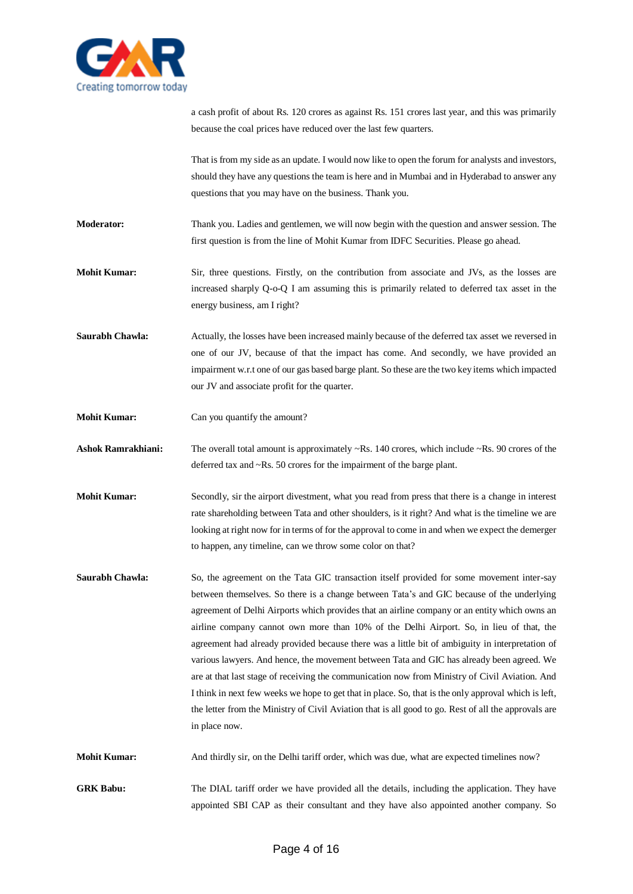a cash profit of about Rs. 120 crores as against Rs. 151 crores last year, and this was primarily because the coal prices have reduced over the last few quarters.

That is from my side as an update. I would now like to open the forum for analysts and investors, should they have any questions the team is here and in Mumbai and in Hyderabad to answer any questions that you may have on the business. Thank you.

**Moderator:** Thank you. Ladies and gentlemen, we will now begin with the question and answer session. The first question is from the line of Mohit Kumar from IDFC Securities. Please go ahead.

**Mohit Kumar:** Sir, three questions. Firstly, on the contribution from associate and JVs, as the losses are increased sharply Q-o-Q I am assuming this is primarily related to deferred tax asset in the energy business, am I right?

**Saurabh Chawla:** Actually, the losses have been increased mainly because of the deferred tax asset we reversed in one of our JV, because of that the impact has come. And secondly, we have provided an impairment w.r.t one of our gas based barge plant. So these are the two key items which impacted our JV and associate profit for the quarter.

**Mohit Kumar:** Can you quantify the amount?

**Ashok Ramrakhiani:** The overall total amount is approximately ~Rs. 140 crores, which include ~Rs. 90 crores of the deferred tax and ~Rs. 50 crores for the impairment of the barge plant.

**Mohit Kumar:** Secondly, sir the airport divestment, what you read from press that there is a change in interest rate shareholding between Tata and other shoulders, is it right? And what is the timeline we are looking at right now for in terms of for the approval to come in and when we expect the demerger to happen, any timeline, can we throw some color on that?

**Saurabh Chawla:** So, the agreement on the Tata GIC transaction itself provided for some movement inter-say between themselves. So there is a change between Tata's and GIC because of the underlying agreement of Delhi Airports which provides that an airline company or an entity which owns an airline company cannot own more than 10% of the Delhi Airport. So, in lieu of that, the agreement had already provided because there was a little bit of ambiguity in interpretation of various lawyers. And hence, the movement between Tata and GIC has already been agreed. We are at that last stage of receiving the communication now from Ministry of Civil Aviation. And I think in next few weeks we hope to get that in place. So, that is the only approval which is left, the letter from the Ministry of Civil Aviation that is all good to go. Rest of all the approvals are in place now.

**Mohit Kumar:** And thirdly sir, on the Delhi tariff order, which was due, what are expected timelines now?

**GRK Babu:** The DIAL tariff order we have provided all the details, including the application. They have appointed SBI CAP as their consultant and they have also appointed another company. So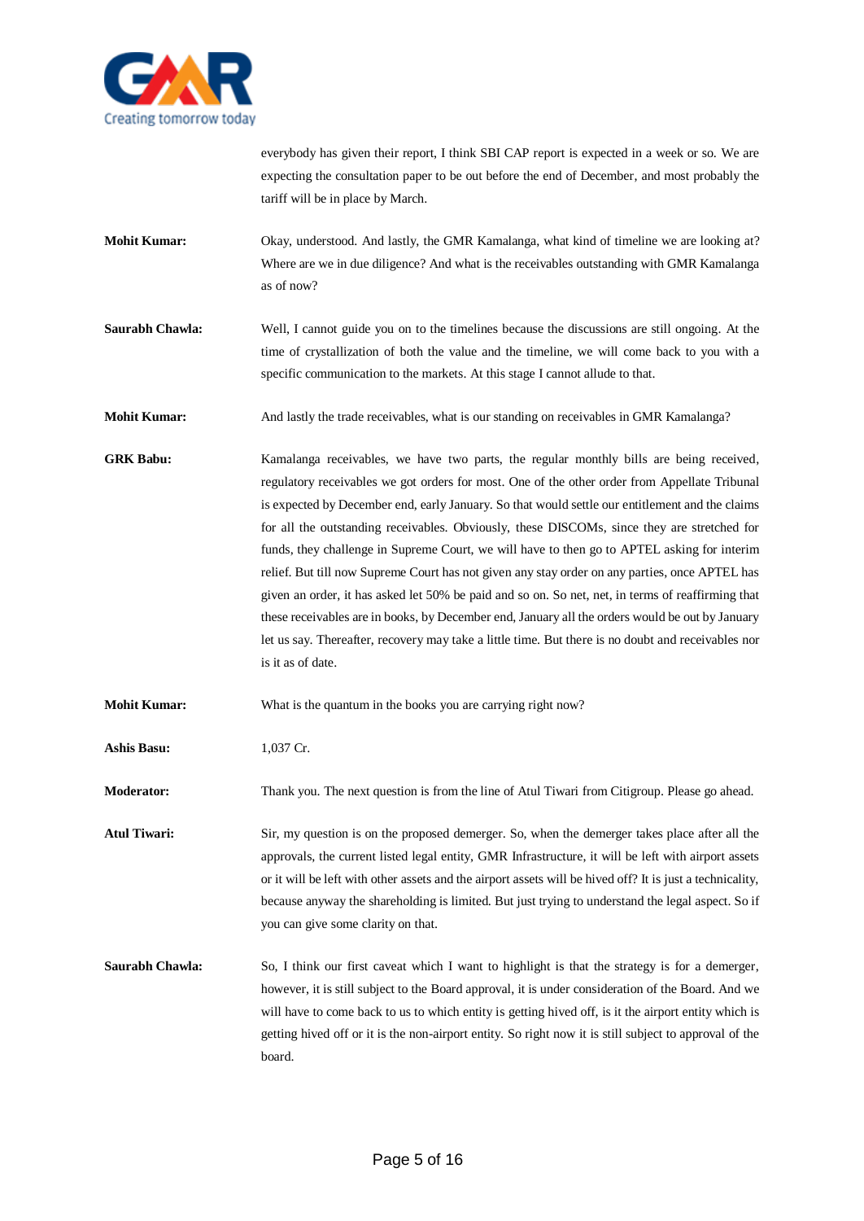everybody has given their report, I think SBI CAP report is expected in a week or so. We are expecting the consultation paper to be out before the end of December, and most probably the tariff will be in place by March.

**Mohit Kumar:** Okay, understood. And lastly, the GMR Kamalanga, what kind of timeline we are looking at? Where are we in due diligence? And what is the receivables outstanding with GMR Kamalanga as of now?

**Saurabh Chawla:** Well, I cannot guide you on to the timelines because the discussions are still ongoing. At the time of crystallization of both the value and the timeline, we will come back to you with a specific communication to the markets. At this stage I cannot allude to that.

**Mohit Kumar:** And lastly the trade receivables, what is our standing on receivables in GMR Kamalanga?

**GRK Babu:** Kamalanga receivables, we have two parts, the regular monthly bills are being received, regulatory receivables we got orders for most. One of the other order from Appellate Tribunal is expected by December end, early January. So that would settle our entitlement and the claims for all the outstanding receivables. Obviously, these DISCOMs, since they are stretched for funds, they challenge in Supreme Court, we will have to then go to APTEL asking for interim relief. But till now Supreme Court has not given any stay order on any parties, once APTEL has given an order, it has asked let 50% be paid and so on. So net, net, in terms of reaffirming that these receivables are in books, by December end, January all the orders would be out by January let us say. Thereafter, recovery may take a little time. But there is no doubt and receivables nor is it as of date.

**Mohit Kumar:** What is the quantum in the books you are carrying right now?

**Ashis Basu:** 1,037 Cr.

**Moderator:** Thank you. The next question is from the line of Atul Tiwari from Citigroup. Please go ahead.

**Atul Tiwari:** Sir, my question is on the proposed demerger. So, when the demerger takes place after all the approvals, the current listed legal entity, GMR Infrastructure, it will be left with airport assets or it will be left with other assets and the airport assets will be hived off? It is just a technicality, because anyway the shareholding is limited. But just trying to understand the legal aspect. So if you can give some clarity on that.

**Saurabh Chawla:** So, I think our first caveat which I want to highlight is that the strategy is for a demerger, however, it is still subject to the Board approval, it is under consideration of the Board. And we will have to come back to us to which entity is getting hived off, is it the airport entity which is getting hived off or it is the non-airport entity. So right now it is still subject to approval of the board.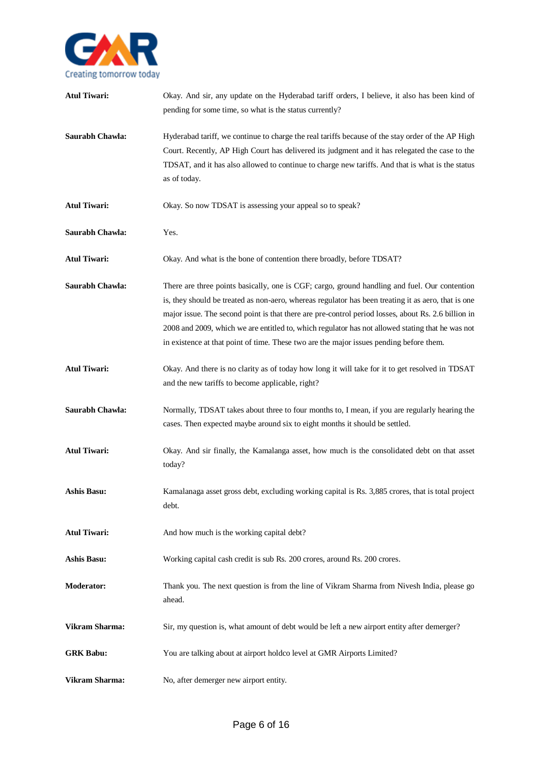**Atul Tiwari:** Okay. And sir, any update on the Hyderabad tariff orders, I believe, it also has been kind of pending for some time, so what is the status currently?

**Saurabh Chawla:** Hyderabad tariff, we continue to charge the real tariffs because of the stay order of the AP High Court. Recently, AP High Court has delivered its judgment and it has relegated the case to the TDSAT, and it has also allowed to continue to charge new tariffs. And that is what is the status as of today.

**Atul Tiwari:** Okay. So now TDSAT is assessing your appeal so to speak?

**Saurabh Chawla:** Yes.

**Atul Tiwari:** Okay. And what is the bone of contention there broadly, before TDSAT?

**Saurabh Chawla:** There are three points basically, one is CGF; cargo, ground handling and fuel. Our contention is, they should be treated as non-aero, whereas regulator has been treating it as aero, that is one major issue. The second point is that there are pre-control period losses, about Rs. 2.6 billion in 2008 and 2009, which we are entitled to, which regulator has not allowed stating that he was not in existence at that point of time. These two are the major issues pending before them.

**Atul Tiwari:** Okay. And there is no clarity as of today how long it will take for it to get resolved in TDSAT and the new tariffs to become applicable, right?

**Saurabh Chawla:** Normally, TDSAT takes about three to four months to, I mean, if you are regularly hearing the cases. Then expected maybe around six to eight months it should be settled.

**Atul Tiwari:** Okay. And sir finally, the Kamalanga asset, how much is the consolidated debt on that asset today?

**Ashis Basu:** Kamalanaga asset gross debt, excluding working capital is Rs. 3,885 crores, that is total project debt.

**Atul Tiwari:** And how much is the working capital debt?

**Ashis Basu:** Working capital cash credit is sub Rs. 200 crores, around Rs. 200 crores.

**Moderator:** Thank you. The next question is from the line of Vikram Sharma from Nivesh India, please go ahead.

**Vikram Sharma:** Sir, my question is, what amount of debt would be left a new airport entity after demerger?

**GRK Babu:** You are talking about at airport holdco level at GMR Airports Limited?

**Vikram Sharma:** No, after demerger new airport entity.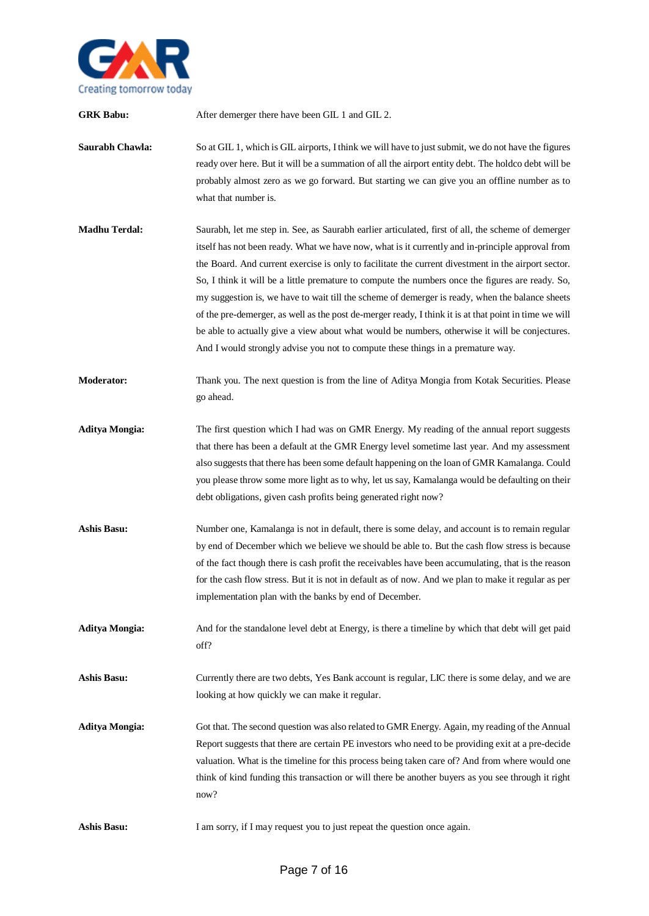**GRK Babu:** After demerger there have been GIL 1 and GIL 2.

**Saurabh Chawla:** So at GIL 1, which is GIL airports, I think we will have to just submit, we do not have the figures ready over here. But it will be a summation of all the airport entity debt. The holdco debt will be probably almost zero as we go forward. But starting we can give you an offline number as to what that number is.

**Madhu Terdal:** Saurabh, let me step in. See, as Saurabh earlier articulated, first of all, the scheme of demerger itself has not been ready. What we have now, what is it currently and in-principle approval from the Board. And current exercise is only to facilitate the current divestment in the airport sector. So, I think it will be a little premature to compute the numbers once the figures are ready. So, my suggestion is, we have to wait till the scheme of demerger is ready, when the balance sheets of the pre-demerger, as well as the post de-merger ready, I think it is at that point in time we will be able to actually give a view about what would be numbers, otherwise it will be conjectures. And I would strongly advise you not to compute these things in a premature way.

**Moderator:** Thank you. The next question is from the line of Aditya Mongia from Kotak Securities. Please go ahead.

**Aditya Mongia:** The first question which I had was on GMR Energy. My reading of the annual report suggests that there has been a default at the GMR Energy level sometime last year. And my assessment also suggests that there has been some default happening on the loan of GMR Kamalanga. Could you please throw some more light as to why, let us say, Kamalanga would be defaulting on their debt obligations, given cash profits being generated right now?

**Ashis Basu:** Number one, Kamalanga is not in default, there is some delay, and account is to remain regular by end of December which we believe we should be able to. But the cash flow stress is because of the fact though there is cash profit the receivables have been accumulating, that is the reason for the cash flow stress. But it is not in default as of now. And we plan to make it regular as per implementation plan with the banks by end of December.

**Aditya Mongia:** And for the standalone level debt at Energy, is there a timeline by which that debt will get paid off?

**Ashis Basu:** Currently there are two debts, Yes Bank account is regular, LIC there is some delay, and we are looking at how quickly we can make it regular.

**Aditya Mongia:** Got that. The second question was also related to GMR Energy. Again, my reading of the Annual Report suggests that there are certain PE investors who need to be providing exit at a pre-decide valuation. What is the timeline for this process being taken care of? And from where would one think of kind funding this transaction or will there be another buyers as you see through it right now?

**Ashis Basu:** I am sorry, if I may request you to just repeat the question once again.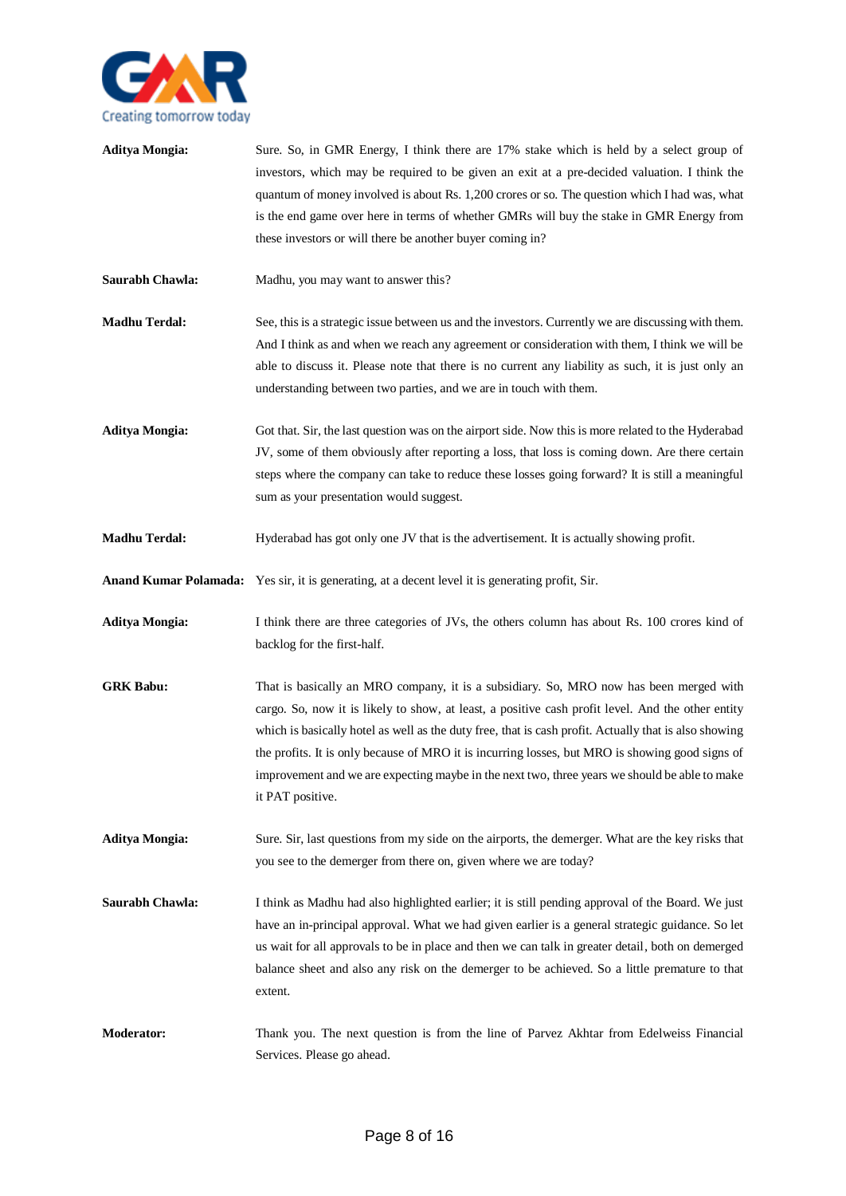**Aditya Mongia:** Sure. So, in GMR Energy, I think there are 17% stake which is held by a select group of investors, which may be required to be given an exit at a pre-decided valuation. I think the quantum of money involved is about Rs. 1,200 crores or so. The question which I had was, what is the end game over here in terms of whether GMRs will buy the stake in GMR Energy from these investors or will there be another buyer coming in?

**Saurabh Chawla:** Madhu, you may want to answer this?

**Madhu Terdal:** See, this is a strategic issue between us and the investors. Currently we are discussing with them. And I think as and when we reach any agreement or consideration with them, I think we will be able to discuss it. Please note that there is no current any liability as such, it is just only an understanding between two parties, and we are in touch with them.

**Aditya Mongia:** Got that. Sir, the last question was on the airport side. Now this is more related to the Hyderabad JV, some of them obviously after reporting a loss, that loss is coming down. Are there certain steps where the company can take to reduce these losses going forward? It is still a meaningful sum as your presentation would suggest.

**Madhu Terdal:** Hyderabad has got only one JV that is the advertisement. It is actually showing profit.

**Anand Kumar Polamada:** Yes sir, it is generating, at a decent level it is generating profit, Sir.

**Aditya Mongia:** I think there are three categories of JVs, the others column has about Rs. 100 crores kind of backlog for the first-half.

**GRK Babu:** That is basically an MRO company, it is a subsidiary. So, MRO now has been merged with cargo. So, now it is likely to show, at least, a positive cash profit level. And the other entity which is basically hotel as well as the duty free, that is cash profit. Actually that is also showing the profits. It is only because of MRO it is incurring losses, but MRO is showing good signs of improvement and we are expecting maybe in the next two, three years we should be able to make it PAT positive.

**Aditya Mongia:** Sure. Sir, last questions from my side on the airports, the demerger. What are the key risks that you see to the demerger from there on, given where we are today?

**Saurabh Chawla:** I think as Madhu had also highlighted earlier; it is still pending approval of the Board. We just have an in-principal approval. What we had given earlier is a general strategic guidance. So let us wait for all approvals to be in place and then we can talk in greater detail, both on demerged balance sheet and also any risk on the demerger to be achieved. So a little premature to that extent.

**Moderator:** Thank you. The next question is from the line of Parvez Akhtar from Edelweiss Financial Services. Please go ahead.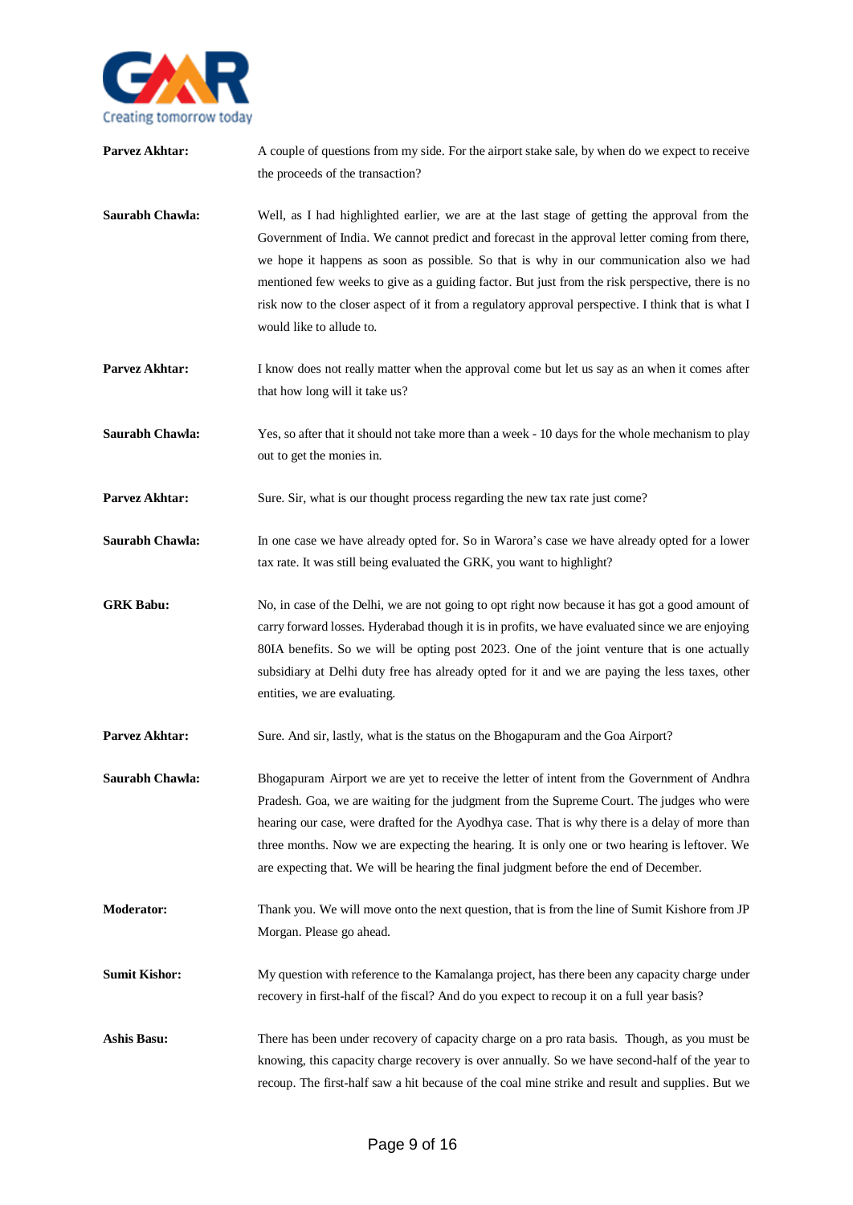**Parvez Akhtar:** A couple of questions from my side. For the airport stake sale, by when do we expect to receive the proceeds of the transaction?

**Saurabh Chawla:** Well, as I had highlighted earlier, we are at the last stage of getting the approval from the Government of India. We cannot predict and forecast in the approval letter coming from there, we hope it happens as soon as possible. So that is why in our communication also we had mentioned few weeks to give as a guiding factor. But just from the risk perspective, there is no risk now to the closer aspect of it from a regulatory approval perspective. I think that is what I would like to allude to.

**Parvez Akhtar:** I know does not really matter when the approval come but let us say as an when it comes after that how long will it take us?

**Saurabh Chawla:** Yes, so after that it should not take more than a week - 10 days for the whole mechanism to play out to get the monies in.

**Parvez Akhtar:** Sure. Sir, what is our thought process regarding the new tax rate just come?

**Saurabh Chawla:** In one case we have already opted for. So in Warora's case we have already opted for a lower tax rate. It was still being evaluated the GRK, you want to highlight?

**GRK Babu:** No, in case of the Delhi, we are not going to opt right now because it has got a good amount of carry forward losses. Hyderabad though it is in profits, we have evaluated since we are enjoying 80IA benefits. So we will be opting post 2023. One of the joint venture that is one actually subsidiary at Delhi duty free has already opted for it and we are paying the less taxes, other entities, we are evaluating.

**Parvez Akhtar:** Sure. And sir, lastly, what is the status on the Bhogapuram and the Goa Airport?

**Saurabh Chawla:** Bhogapuram Airport we are yet to receive the letter of intent from the Government of Andhra Pradesh. Goa, we are waiting for the judgment from the Supreme Court. The judges who were hearing our case, were drafted for the Ayodhya case. That is why there is a delay of more than three months. Now we are expecting the hearing. It is only one or two hearing is leftover. We are expecting that. We will be hearing the final judgment before the end of December.

**Moderator:** Thank you. We will move onto the next question, that is from the line of Sumit Kishore from JP Morgan. Please go ahead.

**Sumit Kishor:** My question with reference to the Kamalanga project, has there been any capacity charge under recovery in first-half of the fiscal? And do you expect to recoup it on a full year basis?

**Ashis Basu:** There has been under recovery of capacity charge on a pro rata basis. Though, as you must be knowing, this capacity charge recovery is over annually. So we have second-half of the year to recoup. The first-half saw a hit because of the coal mine strike and result and supplies. But we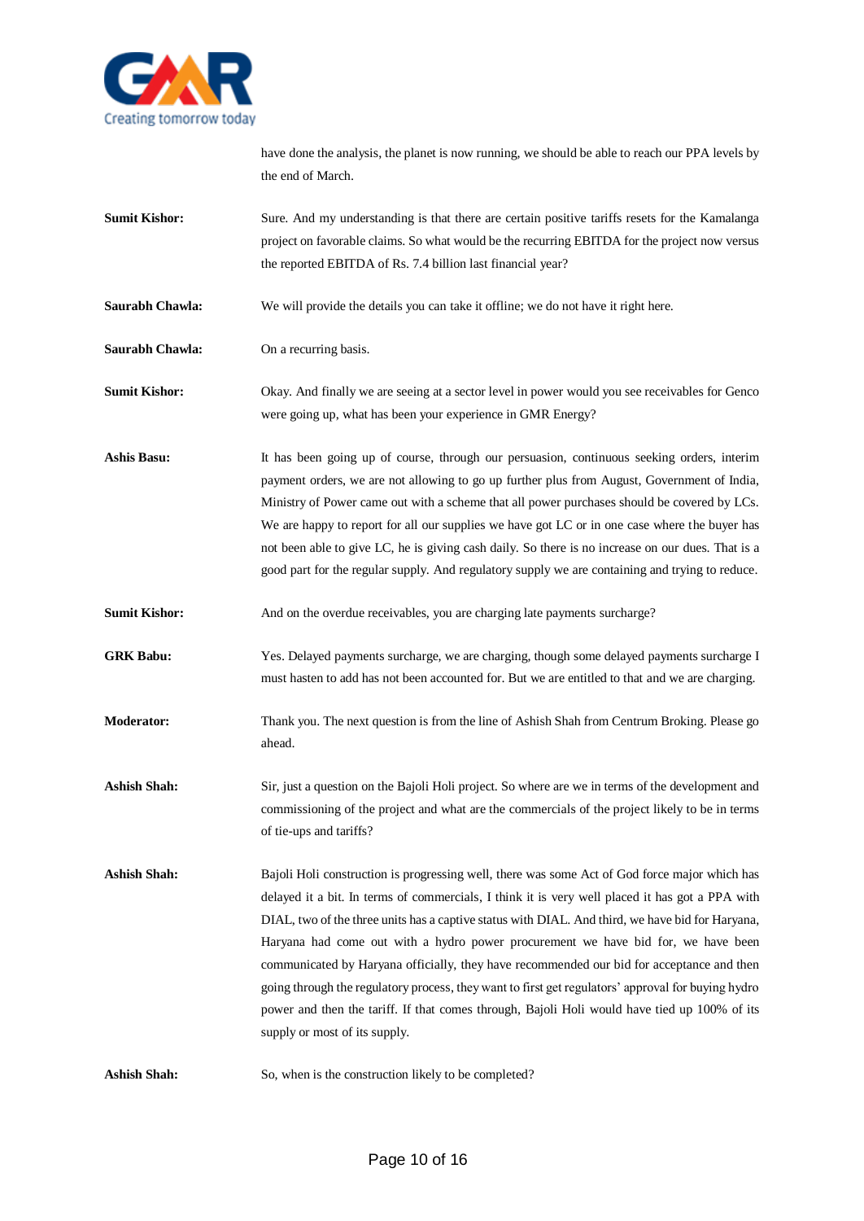have done the analysis, the planet is now running, we should be able to reach our PPA levels by the end of March.

**Sumit Kishor:** Sure. And my understanding is that there are certain positive tariffs resets for the Kamalanga project on favorable claims. So what would be the recurring EBITDA for the project now versus the reported EBITDA of Rs. 7.4 billion last financial year?

**Saurabh Chawla:** We will provide the details you can take it offline; we do not have it right here.

**Saurabh Chawla:** On a recurring basis.

**Sumit Kishor:** Okay. And finally we are seeing at a sector level in power would you see receivables for Genco were going up, what has been your experience in GMR Energy?

**Ashis Basu:** It has been going up of course, through our persuasion, continuous seeking orders, interim payment orders, we are not allowing to go up further plus from August, Government of India, Ministry of Power came out with a scheme that all power purchases should be covered by LCs. We are happy to report for all our supplies we have got LC or in one case where the buyer has not been able to give LC, he is giving cash daily. So there is no increase on our dues. That is a good part for the regular supply. And regulatory supply we are containing and trying to reduce.

**Sumit Kishor:** And on the overdue receivables, you are charging late payments surcharge?

**GRK Babu:** Yes. Delayed payments surcharge, we are charging, though some delayed payments surcharge I must hasten to add has not been accounted for. But we are entitled to that and we are charging.

**Moderator:** Thank you. The next question is from the line of Ashish Shah from Centrum Broking. Please go ahead.

**Ashish Shah:** Sir, just a question on the Bajoli Holi project. So where are we in terms of the development and commissioning of the project and what are the commercials of the project likely to be in terms of tie-ups and tariffs?

**Ashish Shah:** Bajoli Holi construction is progressing well, there was some Act of God force major which has delayed it a bit. In terms of commercials, I think it is very well placed it has got a PPA with DIAL, two of the three units has a captive status with DIAL. And third, we have bid for Haryana, Haryana had come out with a hydro power procurement we have bid for, we have been communicated by Haryana officially, they have recommended our bid for acceptance and then going through the regulatory process, they want to first get regulators' approval for buying hydro power and then the tariff. If that comes through, Bajoli Holi would have tied up 100% of its supply or most of its supply.

**Ashish Shah:** So, when is the construction likely to be completed?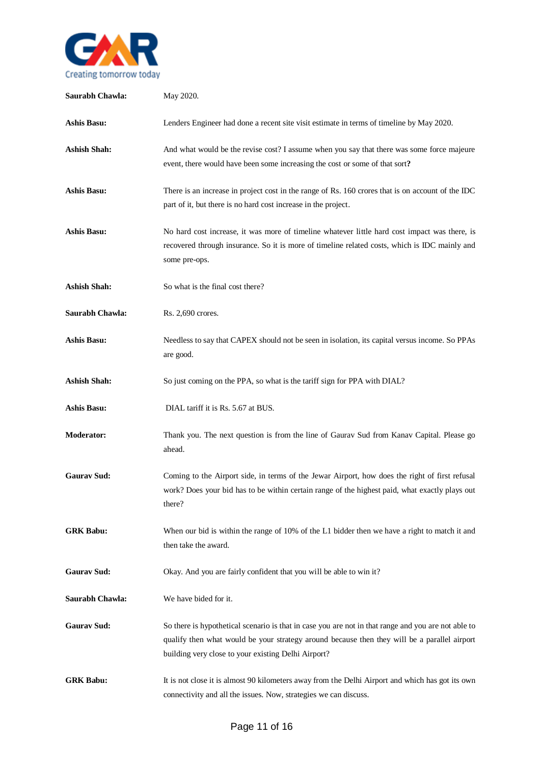**Saurabh Chawla:** May 2020.

**Ashis Basu:** Lenders Engineer had done a recent site visit estimate in terms of timeline by May 2020.

**Ashish Shah:** And what would be the revise cost? I assume when you say that there was some force majeure event, there would have been some increasing the cost or some of that sort**?**

**Ashis Basu:** There is an increase in project cost in the range of Rs. 160 crores that is on account of the IDC part of it, but there is no hard cost increase in the project.

**Ashis Basu:** No hard cost increase, it was more of timeline whatever little hard cost impact was there, is recovered through insurance. So it is more of timeline related costs, which is IDC mainly and some pre-ops.

**Ashish Shah:** So what is the final cost there?

**Saurabh Chawla:** Rs. 2,690 crores.

**Ashis Basu:** Needless to say that CAPEX should not be seen in isolation, its capital versus income. So PPAs are good.

**Ashish Shah:** So just coming on the PPA, so what is the tariff sign for PPA with DIAL?

**Ashis Basu:** DIAL tariff it is Rs. 5.67 at BUS.

**Moderator:** Thank you. The next question is from the line of Gaurav Sud from Kanav Capital. Please go ahead.

**Gaurav Sud:** Coming to the Airport side, in terms of the Jewar Airport, how does the right of first refusal work? Does your bid has to be within certain range of the highest paid, what exactly plays out there?

**GRK Babu:** When our bid is within the range of 10% of the L1 bidder then we have a right to match it and then take the award.

**Gaurav Sud:** Okay. And you are fairly confident that you will be able to win it?

**Saurabh Chawla:** We have bided for it.

**Gaurav Sud:** So there is hypothetical scenario is that in case you are not in that range and you are not able to qualify then what would be your strategy around because then they will be a parallel airport building very close to your existing Delhi Airport?

**GRK Babu:** It is not close it is almost 90 kilometers away from the Delhi Airport and which has got its own connectivity and all the issues. Now, strategies we can discuss.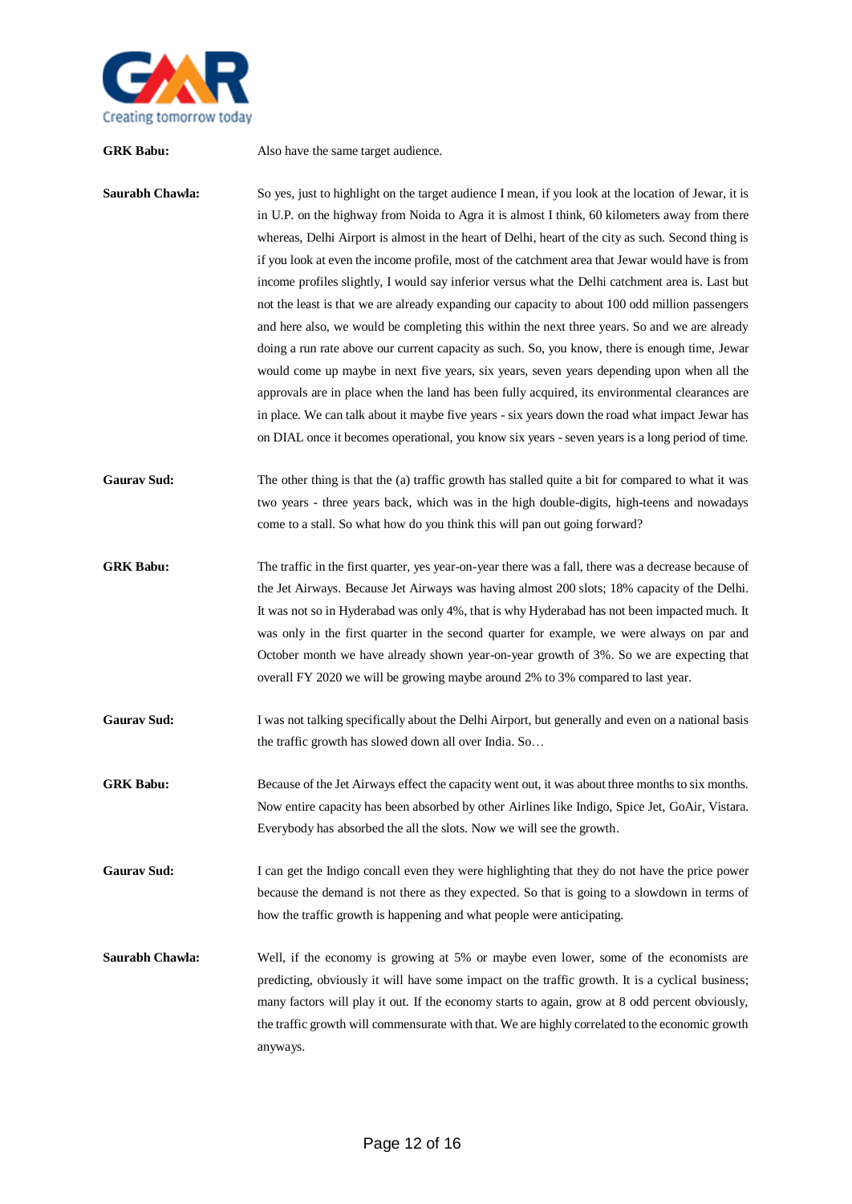**GRK Babu:** Also have the same target audience.

**Saurabh Chawla:** So yes, just to highlight on the target audience I mean, if you look at the location of Jewar, it is in U.P. on the highway from Noida to Agra it is almost I think, 60 kilometers away from there whereas, Delhi Airport is almost in the heart of Delhi, heart of the city as such. Second thing is if you look at even the income profile, most of the catchment area that Jewar would have is from income profiles slightly, I would say inferior versus what the Delhi catchment area is. Last but not the least is that we are already expanding our capacity to about 100 odd million passengers and here also, we would be completing this within the next three years. So and we are already doing a run rate above our current capacity as such. So, you know, there is enough time, Jewar would come up maybe in next five years, six years, seven years depending upon when all the approvals are in place when the land has been fully acquired, its environmental clearances are in place. We can talk about it maybe five years - six years down the road what impact Jewar has on DIAL once it becomes operational, you know six years - seven years is a long period of time.

**Gaurav Sud:** The other thing is that the (a) traffic growth has stalled quite a bit for compared to what it was two years - three years back, which was in the high double-digits, high-teens and nowadays come to a stall. So what how do you think this will pan out going forward?

**GRK Babu:** The traffic in the first quarter, yes year-on-year there was a fall, there was a decrease because of the Jet Airways. Because Jet Airways was having almost 200 slots; 18% capacity of the Delhi. It was not so in Hyderabad was only 4%, that is why Hyderabad has not been impacted much. It was only in the first quarter in the second quarter for example, we were always on par and October month we have already shown year-on-year growth of 3%. So we are expecting that overall FY 2020 we will be growing maybe around 2% to 3% compared to last year.

**Gaurav Sud:** I was not talking specifically about the Delhi Airport, but generally and even on a national basis the traffic growth has slowed down all over India. So…

**GRK Babu:** Because of the Jet Airways effect the capacity went out, it was about three months to six months. Now entire capacity has been absorbed by other Airlines like Indigo, Spice Jet, GoAir, Vistara. Everybody has absorbed the all the slots. Now we will see the growth.

**Gaurav Sud:** I can get the Indigo concall even they were highlighting that they do not have the price power because the demand is not there as they expected. So that is going to a slowdown in terms of how the traffic growth is happening and what people were anticipating.

**Saurabh Chawla:** Well, if the economy is growing at 5% or maybe even lower, some of the economists are predicting, obviously it will have some impact on the traffic growth. It is a cyclical business; many factors will play it out. If the economy starts to again, grow at 8 odd percent obviously, the traffic growth will commensurate with that. We are highly correlated to the economic growth anyways.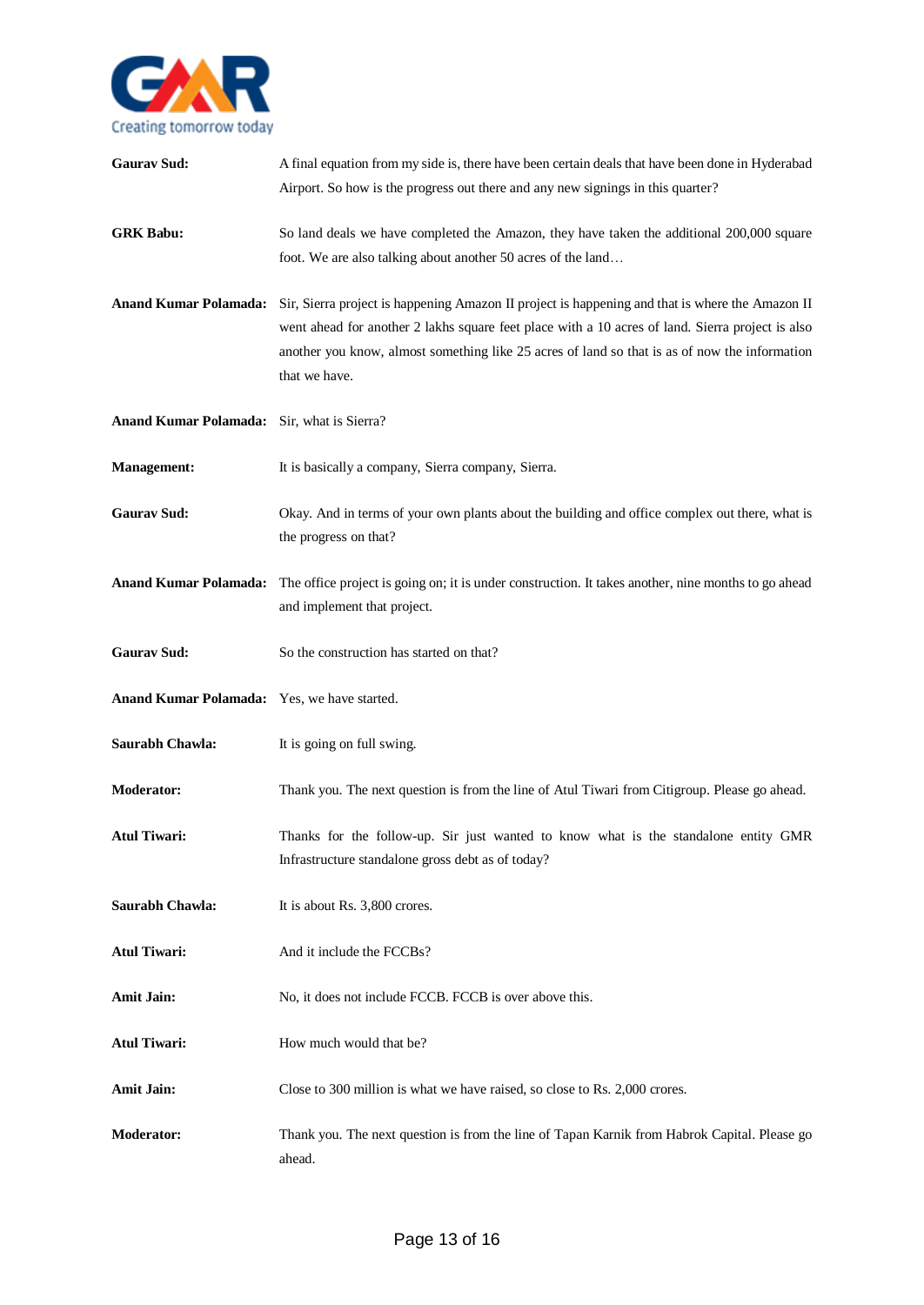**Gaurav Sud:** A final equation from my side is, there have been certain deals that have been done in Hyderabad Airport. So how is the progress out there and any new signings in this quarter?

**GRK Babu:** So land deals we have completed the Amazon, they have taken the additional 200,000 square foot. We are also talking about another 50 acres of the land…

**Anand Kumar Polamada:** Sir, Sierra project is happening Amazon II project is happening and that is where the Amazon II went ahead for another 2 lakhs square feet place with a 10 acres of land. Sierra project is also another you know, almost something like 25 acres of land so that is as of now the information that we have.

**Anand Kumar Polamada:** Sir, what is Sierra?

**Management:** It is basically a company, Sierra company, Sierra.

**Gaurav Sud:** Okay. And in terms of your own plants about the building and office complex out there, what is the progress on that?

**Anand Kumar Polamada:** The office project is going on; it is under construction. It takes another, nine months to go ahead and implement that project.

**Gaurav Sud:** So the construction has started on that?

**Anand Kumar Polamada:** Yes, we have started.

**Saurabh Chawla:** It is going on full swing.

**Moderator:** Thank you. The next question is from the line of Atul Tiwari from Citigroup. Please go ahead.

**Atul Tiwari:** Thanks for the follow-up. Sir just wanted to know what is the standalone entity GMR Infrastructure standalone gross debt as of today?

**Saurabh Chawla:** It is about Rs. 3,800 crores.

**Atul Tiwari:** And it include the FCCBs?

**Amit Jain:** No, it does not include FCCB. FCCB is over above this.

**Atul Tiwari:** How much would that be?

**Amit Jain:** Close to 300 million is what we have raised, so close to Rs. 2,000 crores.

**Moderator:** Thank you. The next question is from the line of Tapan Karnik from Habrok Capital. Please go ahead.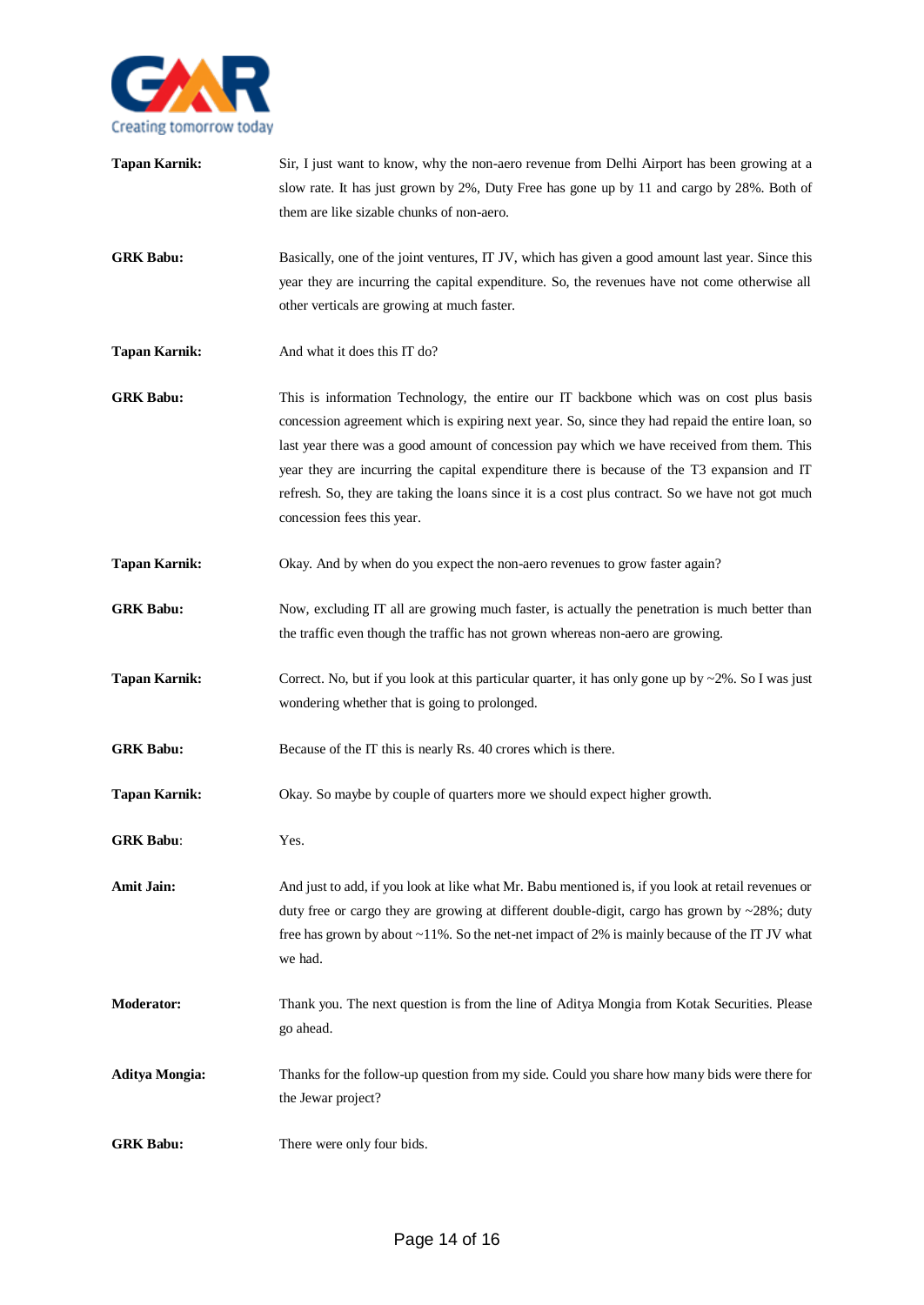**Tapan Karnik:** Sir, I just want to know, why the non-aero revenue from Delhi Airport has been growing at a slow rate. It has just grown by 2%, Duty Free has gone up by 11 and cargo by 28%. Both of them are like sizable chunks of non-aero.

**GRK Babu:** Basically, one of the joint ventures, IT JV, which has given a good amount last year. Since this year they are incurring the capital expenditure. So, the revenues have not come otherwise all other verticals are growing at much faster.

**Tapan Karnik:** And what it does this IT do?

**GRK Babu:** This is information Technology, the entire our IT backbone which was on cost plus basis concession agreement which is expiring next year. So, since they had repaid the entire loan, so last year there was a good amount of concession pay which we have received from them. This year they are incurring the capital expenditure there is because of the T3 expansion and IT refresh. So, they are taking the loans since it is a cost plus contract. So we have not got much concession fees this year.

**Tapan Karnik:** Okay. And by when do you expect the non-aero revenues to grow faster again?

**GRK Babu:** Now, excluding IT all are growing much faster, is actually the penetration is much better than the traffic even though the traffic has not grown whereas non-aero are growing.

**Tapan Karnik:** Correct. No, but if you look at this particular quarter, it has only gone up by ~2%. So I was just wondering whether that is going to prolonged.

**GRK Babu:** Because of the IT this is nearly Rs. 40 crores which is there.

**Tapan Karnik:** Okay. So maybe by couple of quarters more we should expect higher growth.

**GRK Babu**: Yes.

**Amit Jain:** And just to add, if you look at like what Mr. Babu mentioned is, if you look at retail revenues or duty free or cargo they are growing at different double-digit, cargo has grown by ~28%; duty free has grown by about ~11%. So the net-net impact of 2% is mainly because of the IT JV what we had.

**Moderator:** Thank you. The next question is from the line of Aditya Mongia from Kotak Securities. Please go ahead.

**Aditya Mongia:** Thanks for the follow-up question from my side. Could you share how many bids were there for the Jewar project?

**GRK Babu:** There were only four bids.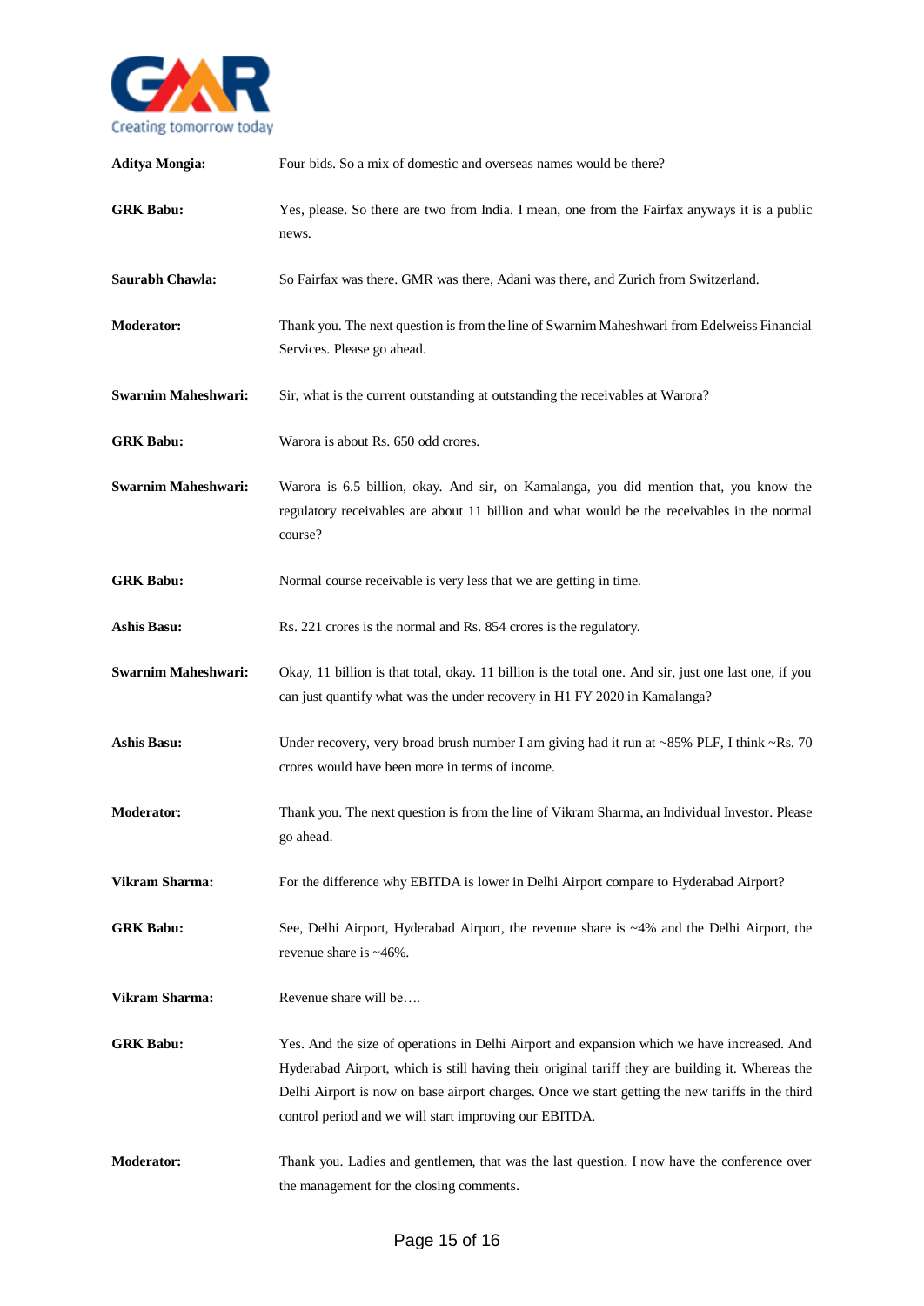**Aditya Mongia:** Four bids. So a mix of domestic and overseas names would be there?

**GRK Babu:** Yes, please. So there are two from India. I mean, one from the Fairfax anyways it is a public news.

**Saurabh Chawla:** So Fairfax was there. GMR was there, Adani was there, and Zurich from Switzerland.

**Moderator:** Thank you. The next question is from the line of Swarnim Maheshwari from Edelweiss Financial Services. Please go ahead.

**Swarnim Maheshwari:** Sir, what is the current outstanding at outstanding the receivables at Warora?

**GRK Babu:** Warora is about Rs. 650 odd crores.

**Swarnim Maheshwari:** Warora is 6.5 billion, okay. And sir, on Kamalanga, you did mention that, you know the regulatory receivables are about 11 billion and what would be the receivables in the normal course?

**GRK Babu:** Normal course receivable is very less that we are getting in time.

**Ashis Basu:** Rs. 221 crores is the normal and Rs. 854 crores is the regulatory.

**Swarnim Maheshwari:** Okay, 11 billion is that total, okay. 11 billion is the total one. And sir, just one last one, if you can just quantify what was the under recovery in H1 FY 2020 in Kamalanga?

**Ashis Basu:** Under recovery, very broad brush number I am giving had it run at ~85% PLF, I think ~Rs. 70 crores would have been more in terms of income.

**Moderator:** Thank you. The next question is from the line of Vikram Sharma, an Individual Investor. Please go ahead.

**Vikram Sharma:** For the difference why EBITDA is lower in Delhi Airport compare to Hyderabad Airport?

**GRK Babu:** See, Delhi Airport, Hyderabad Airport, the revenue share is ~4% and the Delhi Airport, the revenue share is ~46%.

**Vikram Sharma:** Revenue share will be….

**GRK Babu:** Yes. And the size of operations in Delhi Airport and expansion which we have increased. And Hyderabad Airport, which is still having their original tariff they are building it. Whereas the Delhi Airport is now on base airport charges. Once we start getting the new tariffs in the third control period and we will start improving our EBITDA.

**Moderator:** Thank you. Ladies and gentlemen, that was the last question. I now have the conference over the management for the closing comments.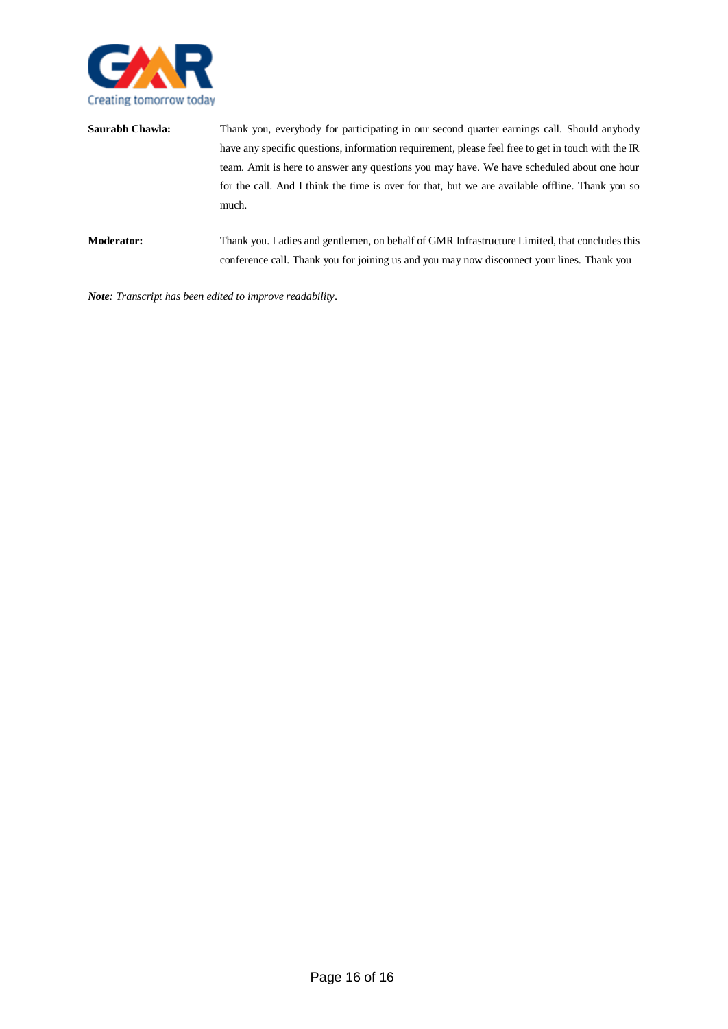**Saurabh Chawla:** Thank you, everybody for participating in our second quarter earnings call. Should anybody have any specific questions, information requirement, please feel free to get in touch with the IR team. Amit is here to answer any questions you may have. We have scheduled about one hour for the call. And I think the time is over for that, but we are available offline. Thank you so much.

**Moderator:** Thank you. Ladies and gentlemen, on behalf of GMR Infrastructure Limited, that concludes this conference call. Thank you for joining us and you may now disconnect your lines. Thank you

***Note****: Transcript has been edited to improve readability*.